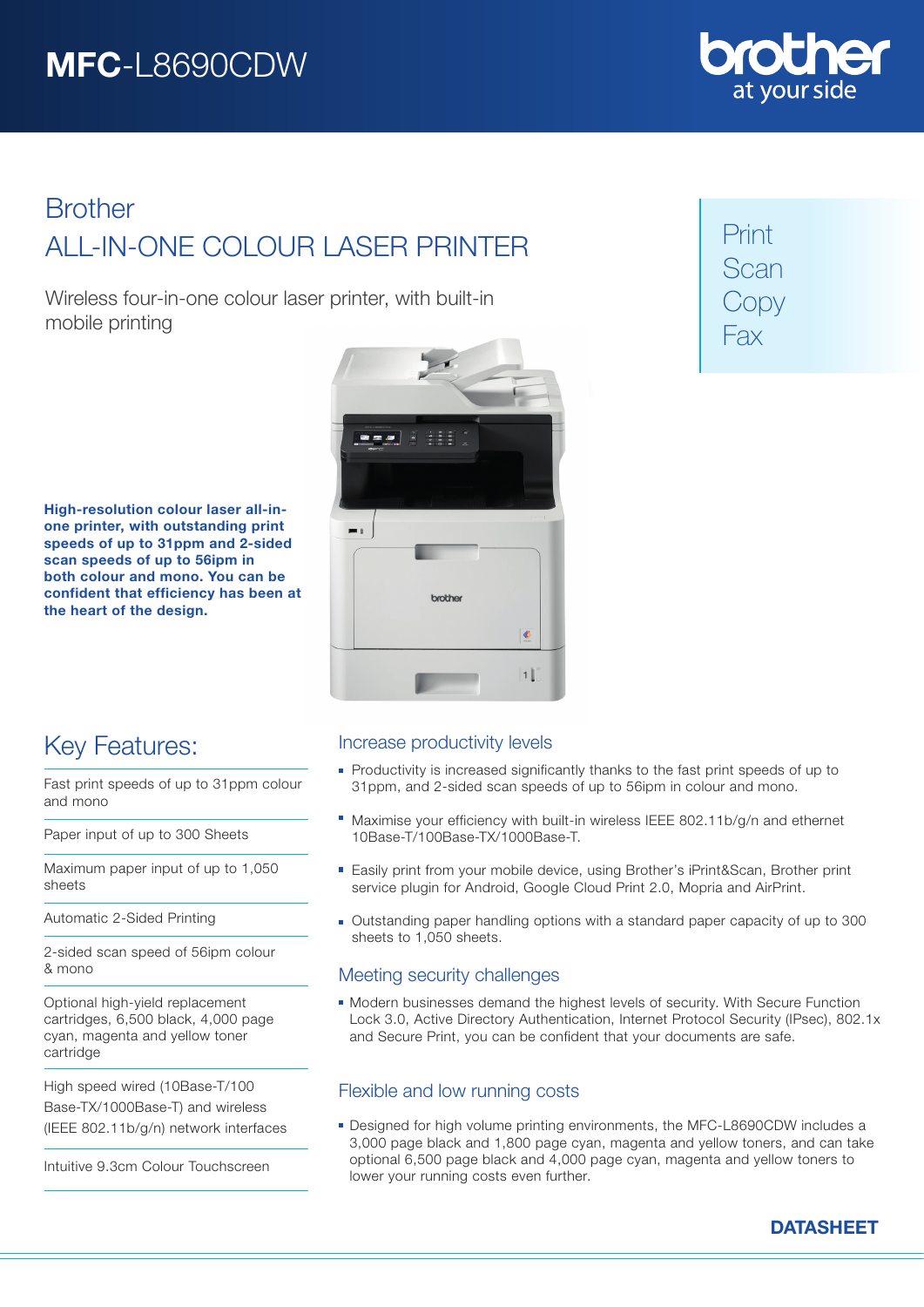# MFC-L8690CDW

brother at your side

## Brother
## ALL-IN-ONE COLOUR LASER PRINTER

Wireless four-in-one colour laser printer, with built-in mobile printing

Print
Scan
Copy
Fax

**High-resolution colour laser all-in-one printer, with outstanding print speeds of up to 31ppm and 2-sided scan speeds of up to 56ipm in both colour and mono. You can be confident that efficiency has been at the heart of the design.**

## Key Features:

- Fast print speeds of up to 31ppm colour and mono
- Paper input of up to 300 Sheets
- Maximum paper input of up to 1,050 sheets
- Automatic 2-Sided Printing
- 2-sided scan speed of 56ipm colour & mono
- Optional high-yield replacement cartridges, 6,500 black, 4,000 page cyan, magenta and yellow toner cartridge
- High speed wired (10Base-T/100 Base-TX/1000Base-T) and wireless (IEEE 802.11b/g/n) network interfaces
- Intuitive 9.3cm Colour Touchscreen

### Increase productivity levels

- Productivity is increased significantly thanks to the fast print speeds of up to 31ppm, and 2-sided scan speeds of up to 56ipm in colour and mono.
- Maximise your efficiency with built-in wireless IEEE 802.11b/g/n and ethernet 10Base-T/100Base-TX/1000Base-T.
- Easily print from your mobile device, using Brother's iPrint&Scan, Brother print service plugin for Android, Google Cloud Print 2.0, Mopria and AirPrint.
- Outstanding paper handling options with a standard paper capacity of up to 300 sheets to 1,050 sheets.

### Meeting security challenges

- Modern businesses demand the highest levels of security. With Secure Function Lock 3.0, Active Directory Authentication, Internet Protocol Security (IPsec), 802.1x and Secure Print, you can be confident that your documents are safe.

### Flexible and low running costs

- Designed for high volume printing environments, the MFC-L8690CDW includes a 3,000 page black and 1,800 page cyan, magenta and yellow toners, and can take optional 6,500 page black and 4,000 page cyan, magenta and yellow toners to lower your running costs even further.

**DATASHEET**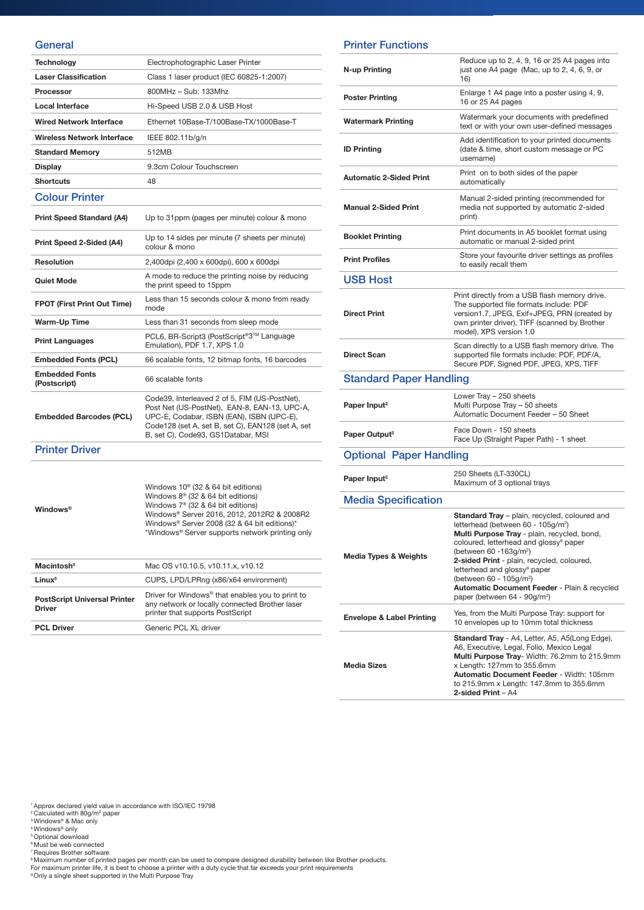## General

| | |
|---|---|
| **Technology** | Electrophotographic Laser Printer |
| **Laser Classification** | Class 1 laser product (IEC 60825-1:2007) |
| **Processor** | 800MHz – Sub: 133Mhz |
| **Local Interface** | Hi-Speed USB 2.0 & USB Host |
| **Wired Network Interface** | Ethernet 10Base-T/100Base-TX/1000Base-T |
| **Wireless Network Interface** | IEEE 802.11b/g/n |
| **Standard Memory** | 512MB |
| **Display** | 9.3cm Colour Touchscreen |
| **Shortcuts** | 48 |

## Colour Printer

| | |
|---|---|
| **Print Speed Standard (A4)** | Up to 31ppm (pages per minute) colour & mono |
| **Print Speed 2-Sided (A4)** | Up to 14 sides per minute (7 sheets per minute) colour & mono |
| **Resolution** | 2,400dpi (2,400 x 600dpi), 600 x 600dpi |
| **Quiet Mode** | A mode to reduce the printing noise by reducing the print speed to 15ppm |
| **FPOT (First Print Out Time)** | Less than 15 seconds colour & mono from ready mode |
| **Warm-Up Time** | Less than 31 seconds from sleep mode |
| **Print Languages** | PCL6, BR-Script3 (PostScript®3™ Language Emulation), PDF 1.7, XPS 1.0 |
| **Embedded Fonts (PCL)** | 66 scalable fonts, 12 bitmap fonts, 16 barcodes |
| **Embedded Fonts (Postscript)** | 66 scalable fonts |
| **Embedded Barcodes (PCL)** | Code39, Interleaved 2 of 5, FIM (US-PostNet), Post Net (US-PostNet), EAN-8, EAN-13, UPC-A, UPC-E, Codabar, ISBN (EAN), ISBN (UPC-E), Code128 (set A, set B, set C), EAN128 (set A, set B, set C), Code93, GS1Databar, MSI |

## Printer Driver

| | |
|---|---|
| **Windows®** | Windows 10® (32 & 64 bit editions)<br>Windows 8® (32 & 64 bit editions)<br>Windows 7® (32 & 64 bit editions)<br>Windows® Server 2016, 2012, 2012R2 & 2008R2<br>Windows® Server 2008 (32 & 64 bit editions)*<br>*Windows® Server supports network printing only |
| **Macintosh[5]** | Mac OS v10.10.5, v10.11.x, v10.12 |
| **Linux[5]** | CUPS, LPD/LPRng (x86/x64 environment) |
| **PostScript Universal Printer Driver** | Driver for Windows® that enables you to print to any network or locally connected Brother laser printer that supports PostScript |
| **PCL Driver** | Generic PCL XL driver |

## Printer Functions

| | |
|---|---|
| **N-up Printing** | Reduce up to 2, 4, 9, 16 or 25 A4 pages into just one A4 page (Mac, up to 2, 4, 6, 9, or 16) |
| **Poster Printing** | Enlarge 1 A4 page into a poster using 4, 9, 16 or 25 A4 pages |
| **Watermark Printing** | Watermark your documents with predefined text or with your own user-defined messages |
| **ID Printing** | Add identification to your printed documents (date & time, short custom message or PC username) |
| **Automatic 2-Sided Print** | Print on to both sides of the paper automatically |
| **Manual 2-Sided Print** | Manual 2-sided printing (recommended for media not supported by automatic 2-sided print) |
| **Booklet Printing** | Print documents in A5 booklet format using automatic or manual 2-sided print |
| **Print Profiles** | Store your favourite driver settings as profiles to easily recall them |

## USB Host

| | |
|---|---|
| **Direct Print** | Print directly from a USB flash memory drive. The supported file formats include: PDF version1.7, JPEG, Exif+JPEG, PRN (created by own printer driver), TIFF (scanned by Brother model), XPS version 1.0 |
| **Direct Scan** | Scan directly to a USB flash memory drive. The supported file formats include: PDF, PDF/A, Secure PDF, Signed PDF, JPEG, XPS, TIFF |

## Standard Paper Handling

| | |
|---|---|
| **Paper Input[2]** | Lower Tray – 250 sheets<br>Multi Purpose Tray – 50 sheets<br>Automatic Document Feeder – 50 Sheet |
| **Paper Output[2]** | Face Down - 150 sheets<br>Face Up (Straight Paper Path) - 1 sheet |

## Optional Paper Handling

| | |
|---|---|
| **Paper Input[2]** | 250 Sheets (LT-330CL)<br>Maximum of 3 optional trays |

## Media Specification

| | |
|---|---|
| **Media Types & Weights** | **Standard Tray** – plain, recycled, coloured and letterhead (between 60 - 105g/m²)<br>**Multi Purpose Tray** - plain, recycled, bond, coloured, letterhead and glossy[9] paper (between 60 -163g/m²)<br>**2-sided Print** - plain, recycled, coloured, letterhead and glossy[9] paper (between 60 - 105g/m²)<br>**Automatic Document Feeder** - Plain & recycled paper (between 64 - 90g/m²) |
| **Envelope & Label Printing** | Yes, from the Multi Purpose Tray: support for 10 envelopes up to 10mm total thickness |
| **Media Sizes** | **Standard Tray** - A4, Letter, A5, A5(Long Edge), A6, Executive, Legal, Folio, Mexico Legal<br>**Multi Purpose Tray**- Width: 76.2mm to 215.9mm x Length: 127mm to 355.6mm<br>**Automatic Document Feeder** - Width: 105mm to 215.9mm x Length: 147.3mm to 355.6mm<br>**2-sided Print** – A4 |

[1] Approx declared yield value in accordance with ISO/IEC 19798
[2] Calculated with 80g/m² paper
[3] Windows® & Mac only
[4] Windows® only
[5] Optional download
[6] Must be web connected
[7] Requires Brother software
[8] Maximum number of printed pages per month can be used to compare designed durability between like Brother products. For maximum printer life, it is best to choose a printer with a duty cycle that far exceeds your print requirements
[9] Only a single sheet supported in the Multi Purpose Tray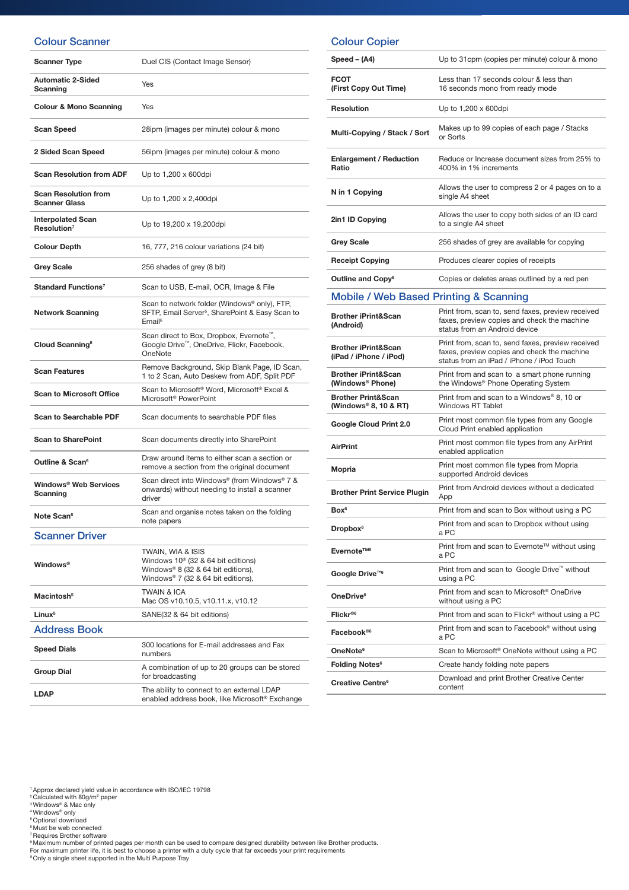## Colour Scanner

| | |
|---|---|
| **Scanner Type** | Duel CIS (Contact Image Sensor) |
| **Automatic 2-Sided Scanning** | Yes |
| **Colour & Mono Scanning** | Yes |
| **Scan Speed** | 28ipm (images per minute) colour & mono |
| **2 Sided Scan Speed** | 56ipm (images per minute) colour & mono |
| **Scan Resolution from ADF** | Up to 1,200 x 600dpi |
| **Scan Resolution from Scanner Glass** | Up to 1,200 x 2,400dpi |
| **Interpolated Scan Resolution**[7] | Up to 19,200 x 19,200dpi |
| **Colour Depth** | 16, 777, 216 colour variations (24 bit) |
| **Grey Scale** | 256 shades of grey (8 bit) |
| **Standard Functions**[7] | Scan to USB, E-mail, OCR, Image & File |
| **Network Scanning** | Scan to network folder (Windows® only), FTP, SFTP, Email Server[5], SharePoint & Easy Scan to Email[6] |
| **Cloud Scanning**[6] | Scan direct to Box, Dropbox, Evernote™, Google Drive™, OneDrive, Flickr, Facebook, OneNote |
| **Scan Features** | Remove Background, Skip Blank Page, ID Scan, 1 to 2 Scan, Auto Deskew from ADF, Split PDF |
| **Scan to Microsoft Office** | Scan to Microsoft® Word, Microsoft® Excel & Microsoft® PowerPoint |
| **Scan to Searchable PDF** | Scan documents to searchable PDF files |
| **Scan to SharePoint** | Scan documents directly into SharePoint |
| **Outline & Scan**[6] | Draw around items to either scan a section or remove a section from the original document |
| **Windows® Web Services Scanning** | Scan direct into Windows® (from Windows® 7 & onwards) without needing to install a scanner driver |
| **Note Scan**[6] | Scan and organise notes taken on the folding note papers |

## Scanner Driver

| | |
|---|---|
| **Windows®** | TWAIN, WIA & ISIS<br>Windows 10® (32 & 64 bit editions)<br>Windows® 8 (32 & 64 bit editions),<br>Windows® 7 (32 & 64 bit editions), |
| **Macintosh**[5] | TWAIN & ICA<br>Mac OS v10.10.5, v10.11.x, v10.12 |
| **Linux**[5] | SANE(32 & 64 bit editions) |

## Address Book

| | |
|---|---|
| **Speed Dials** | 300 locations for E-mail addresses and Fax numbers |
| **Group Dial** | A combination of up to 20 groups can be stored for broadcasting |
| **LDAP** | The ability to connect to an external LDAP enabled address book, like Microsoft® Exchange |

## Colour Copier

| | |
|---|---|
| **Speed – (A4)** | Up to 31cpm (copies per minute) colour & mono |
| **FCOT (First Copy Out Time)** | Less than 17 seconds colour & less than 16 seconds mono from ready mode |
| **Resolution** | Up to 1,200 x 600dpi |
| **Multi-Copying / Stack / Sort** | Makes up to 99 copies of each page / Stacks or Sorts |
| **Enlargement / Reduction Ratio** | Reduce or Increase document sizes from 25% to 400% in 1% increments |
| **N in 1 Copying** | Allows the user to compress 2 or 4 pages on to a single A4 sheet |
| **2in1 ID Copying** | Allows the user to copy both sides of an ID card to a single A4 sheet |
| **Grey Scale** | 256 shades of grey are available for copying |
| **Receipt Copying** | Produces clearer copies of receipts |
| **Outline and Copy**[6] | Copies or deletes areas outlined by a red pen |

## Mobile / Web Based Printing & Scanning

| | |
|---|---|
| **Brother iPrint&Scan (Android)** | Print from, scan to, send faxes, preview received faxes, preview copies and check the machine status from an Android device |
| **Brother iPrint&Scan (iPad / iPhone / iPod)** | Print from, scan to, send faxes, preview received faxes, preview copies and check the machine status from an iPad / iPhone / iPod Touch |
| **Brother iPrint&Scan (Windows® Phone)** | Print from and scan to a smart phone running the Windows® Phone Operating System |
| **Brother Print&Scan (Windows® 8, 10 & RT)** | Print from and scan to a Windows® 8, 10 or Windows RT Tablet |
| **Google Cloud Print 2.0** | Print most common file types from any Google Cloud Print enabled application |
| **AirPrint** | Print most common file types from any AirPrint enabled application |
| **Mopria** | Print most common file types from Mopria supported Android devices |
| **Brother Print Service Plugin** | Print from Android devices without a dedicated App |
| **Box**[6] | Print from and scan to Box without using a PC |
| **Dropbox**[6] | Print from and scan to Dropbox without using a PC |
| **Evernote™**[6] | Print from and scan to Evernote™ without using a PC |
| **Google Drive™**[6] | Print from and scan to Google Drive™ without using a PC |
| **OneDrive**[6] | Print from and scan to Microsoft® OneDrive without using a PC |
| **Flickr®**[6] | Print from and scan to Flickr® without using a PC |
| **Facebook®**[6] | Print from and scan to Facebook® without using a PC |
| **OneNote**[6] | Scan to Microsoft® OneNote without using a PC |
| **Folding Notes**[6] | Create handy folding note papers |
| **Creative Centre**[6] | Download and print Brother Creative Center content |

[1] Approx declared yield value in accordance with ISO/IEC 19798
[2] Calculated with 80g/m² paper
[3] Windows® & Mac only
[4] Windows® only
[5] Optional download
[6] Must be web connected
[7] Requires Brother software
[8] Maximum number of printed pages per month can be used to compare designed durability between like Brother products. For maximum printer life, it is best to choose a printer with a duty cycle that far exceeds your print requirements
[9] Only a single sheet supported in the Multi Purpose Tray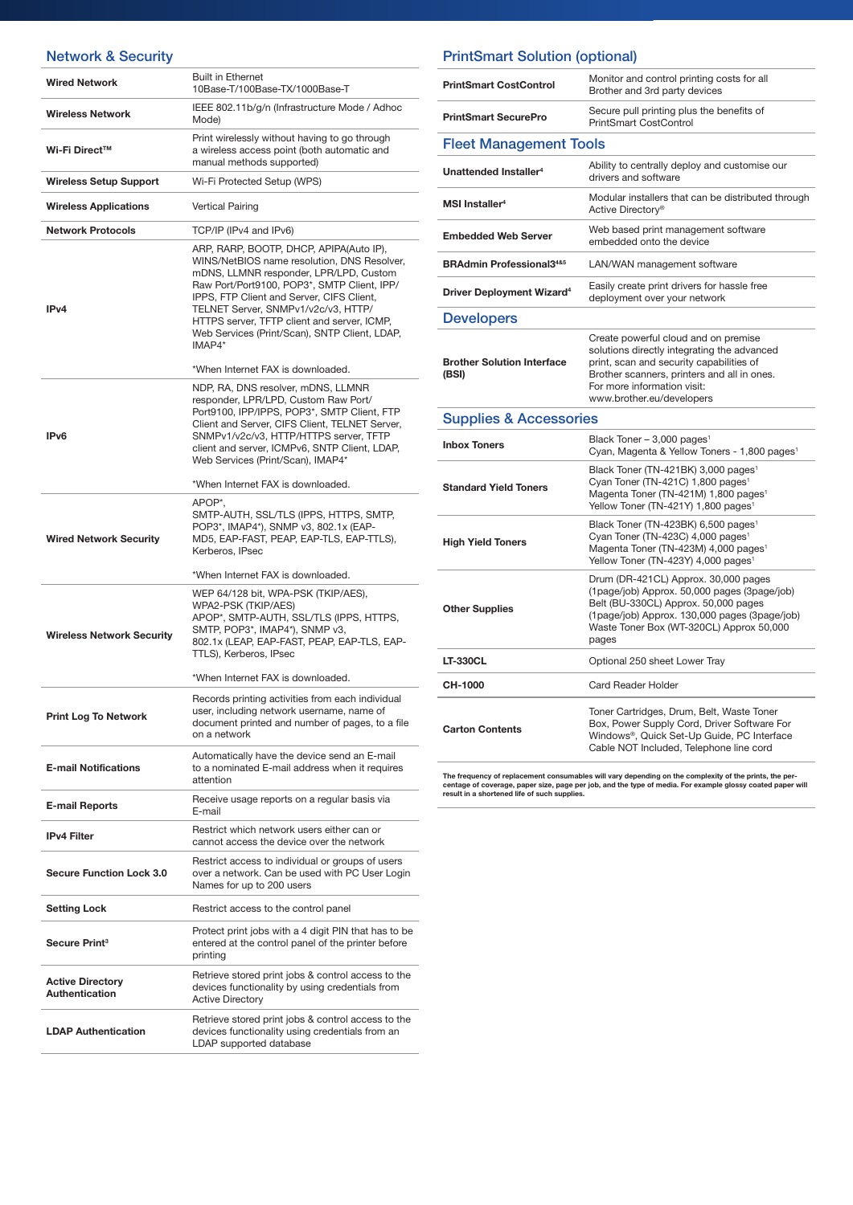## Network & Security

| | |
|---|---|
| **Wired Network** | Built in Ethernet 10Base-T/100Base-TX/1000Base-T |
| **Wireless Network** | IEEE 802.11b/g/n (Infrastructure Mode / Adhoc Mode) |
| **Wi-Fi Direct™** | Print wirelessly without having to go through a wireless access point (both automatic and manual methods supported) |
| **Wireless Setup Support** | Wi-Fi Protected Setup (WPS) |
| **Wireless Applications** | Vertical Pairing |
| **Network Protocols** | TCP/IP (IPv4 and IPv6) |
| **IPv4** | ARP, RARP, BOOTP, DHCP, APIPA(Auto IP), WINS/NetBIOS name resolution, DNS Resolver, mDNS, LLMNR responder, LPR/LPD, Custom Raw Port/Port9100, POP3*, SMTP Client, IPP/IPPS, FTP Client and Server, CIFS Client, TELNET Server, SNMPv1/v2c/v3, HTTP/HTTPS server, TFTP client and server, ICMP, Web Services (Print/Scan), SNTP Client, LDAP, IMAP4*<br><br>*When Internet FAX is downloaded. |
| **IPv6** | NDP, RA, DNS resolver, mDNS, LLMNR responder, LPR/LPD, Custom Raw Port/Port9100, IPP/IPPS, POP3*, SMTP Client, FTP Client and Server, CIFS Client, TELNET Server, SNMPv1/v2c/v3, HTTP/HTTPS server, TFTP client and server, ICMPv6, SNTP Client, LDAP, Web Services (Print/Scan), IMAP4*<br><br>*When Internet FAX is downloaded. |
| **Wired Network Security** | APOP*, SMTP-AUTH, SSL/TLS (IPPS, HTTPS, SMTP, POP3*, IMAP4*), SNMP v3, 802.1x (EAP-MD5, EAP-FAST, PEAP, EAP-TLS, EAP-TTLS), Kerberos, IPsec<br><br>*When Internet FAX is downloaded. |
| **Wireless Network Security** | WEP 64/128 bit, WPA-PSK (TKIP/AES), WPA2-PSK (TKIP/AES) APOP*, SMTP-AUTH, SSL/TLS (IPPS, HTTPS, SMTP, POP3*, IMAP4*), SNMP v3, 802.1x (LEAP, EAP-FAST, PEAP, EAP-TLS, EAP-TTLS), Kerberos, IPsec<br><br>*When Internet FAX is downloaded. |
| **Print Log To Network** | Records printing activities from each individual user, including network username, name of document printed and number of pages, to a file on a network |
| **E-mail Notifications** | Automatically have the device send an E-mail to a nominated E-mail address when it requires attention |
| **E-mail Reports** | Receive usage reports on a regular basis via E-mail |
| **IPv4 Filter** | Restrict which network users either can or cannot access the device over the network |
| **Secure Function Lock 3.0** | Restrict access to individual or groups of users over a network. Can be used with PC User Login Names for up to 200 users |
| **Setting Lock** | Restrict access to the control panel |
| **Secure Print[3]** | Protect print jobs with a 4 digit PIN that has to be entered at the control panel of the printer before printing |
| **Active Directory Authentication** | Retrieve stored print jobs & control access to the devices functionality by using credentials from Active Directory |
| **LDAP Authentication** | Retrieve stored print jobs & control access to the devices functionality using credentials from an LDAP supported database |

## PrintSmart Solution (optional)

| | |
|---|---|
| **PrintSmart CostControl** | Monitor and control printing costs for all Brother and 3rd party devices |
| **PrintSmart SecurePro** | Secure pull printing plus the benefits of PrintSmart CostControl |

## Fleet Management Tools

| | |
|---|---|
| **Unattended Installer[4]** | Ability to centrally deploy and customise our drivers and software |
| **MSI Installer[4]** | Modular installers that can be distributed through Active Directory® |
| **Embedded Web Server** | Web based print management software embedded onto the device |
| **BRAdmin Professional3[4&5]** | LAN/WAN management software |
| **Driver Deployment Wizard[4]** | Easily create print drivers for hassle free deployment over your network |

## Developers

| | |
|---|---|
| **Brother Solution Interface (BSI)** | Create powerful cloud and on premise solutions directly integrating the advanced print, scan and security capabilities of Brother scanners, printers and all in ones. For more information visit: www.brother.eu/developers |

## Supplies & Accessories

| | |
|---|---|
| **Inbox Toners** | Black Toner – 3,000 pages[1]<br>Cyan, Magenta & Yellow Toners - 1,800 pages[1] |
| **Standard Yield Toners** | Black Toner (TN-421BK) 3,000 pages[1]<br>Cyan Toner (TN-421C) 1,800 pages[1]<br>Magenta Toner (TN-421M) 1,800 pages[1]<br>Yellow Toner (TN-421Y) 1,800 pages[1] |
| **High Yield Toners** | Black Toner (TN-423BK) 6,500 pages[1]<br>Cyan Toner (TN-423C) 4,000 pages[1]<br>Magenta Toner (TN-423M) 4,000 pages[1]<br>Yellow Toner (TN-423Y) 4,000 pages[1] |
| **Other Supplies** | Drum (DR-421CL) Approx. 30,000 pages (1page/job) Approx. 50,000 pages (3page/job)<br>Belt (BU-330CL) Approx. 50,000 pages (1page/job) Approx. 130,000 pages (3page/job)<br>Waste Toner Box (WT-320CL) Approx 50,000 pages |
| **LT-330CL** | Optional 250 sheet Lower Tray |
| **CH-1000** | Card Reader Holder |
| **Carton Contents** | Toner Cartridges, Drum, Belt, Waste Toner Box, Power Supply Cord, Driver Software For Windows®, Quick Set-Up Guide, PC Interface Cable NOT Included, Telephone line cord |

**The frequency of replacement consumables will vary depending on the complexity of the prints, the percentage of coverage, paper size, page per job, and the type of media. For example glossy coated paper will result in a shortened life of such supplies.**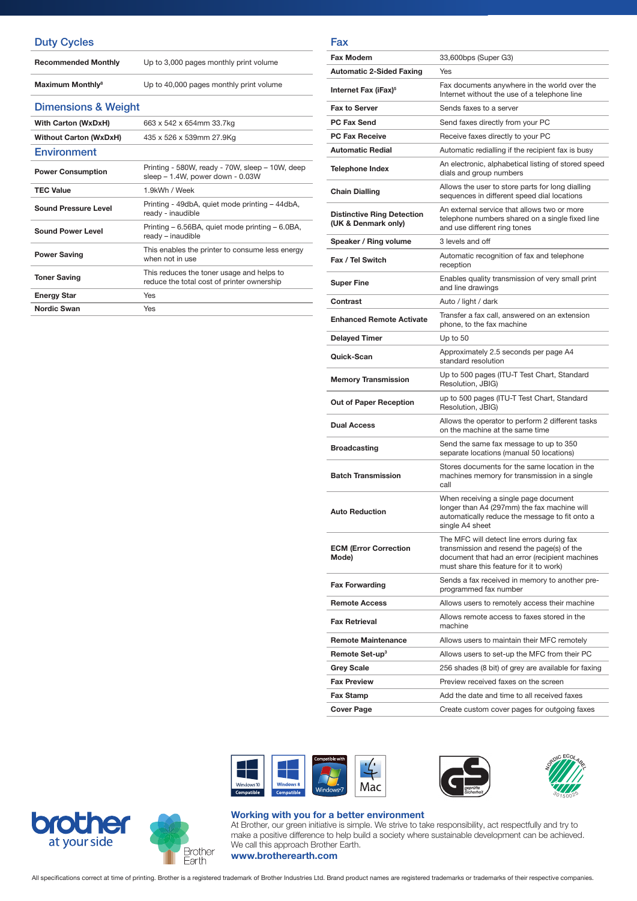## Duty Cycles

| | |
|---|---|
| **Recommended Monthly** | Up to 3,000 pages monthly print volume |
| **Maximum Monthly**[8] | Up to 40,000 pages monthly print volume |

## Dimensions & Weight

| | |
|---|---|
| **With Carton (WxDxH)** | 663 x 542 x 654mm 33.7kg |
| **Without Carton (WxDxH)** | 435 x 526 x 539mm 27.9Kg |

## Environment

| | |
|---|---|
| **Power Consumption** | Printing - 580W, ready - 70W, sleep – 10W, deep sleep – 1.4W, power down - 0.03W |
| **TEC Value** | 1.9kWh / Week |
| **Sound Pressure Level** | Printing - 49dbA, quiet mode printing – 44dbA, ready - inaudible |
| **Sound Power Level** | Printing – 6.56BA, quiet mode printing – 6.0BA, ready – inaudible |
| **Power Saving** | This enables the printer to consume less energy when not in use |
| **Toner Saving** | This reduces the toner usage and helps to reduce the total cost of printer ownership |
| **Energy Star** | Yes |
| **Nordic Swan** | Yes |

## Fax

| | |
|---|---|
| **Fax Modem** | 33,600bps (Super G3) |
| **Automatic 2-Sided Faxing** | Yes |
| **Internet Fax (iFax)**[5] | Fax documents anywhere in the world over the Internet without the use of a telephone line |
| **Fax to Server** | Sends faxes to a server |
| **PC Fax Send** | Send faxes directly from your PC |
| **PC Fax Receive** | Receive faxes directly to your PC |
| **Automatic Redial** | Automatic redialling if the recipient fax is busy |
| **Telephone Index** | An electronic, alphabetical listing of stored speed dials and group numbers |
| **Chain Dialling** | Allows the user to store parts for long dialling sequences in different speed dial locations |
| **Distinctive Ring Detection (UK & Denmark only)** | An external service that allows two or more telephone numbers shared on a single fixed line and use different ring tones |
| **Speaker / Ring volume** | 3 levels and off |
| **Fax / Tel Switch** | Automatic recognition of fax and telephone reception |
| **Super Fine** | Enables quality transmission of very small print and line drawings |
| **Contrast** | Auto / light / dark |
| **Enhanced Remote Activate** | Transfer a fax call, answered on an extension phone, to the fax machine |
| **Delayed Timer** | Up to 50 |
| **Quick-Scan** | Approximately 2.5 seconds per page A4 standard resolution |
| **Memory Transmission** | Up to 500 pages (ITU-T Test Chart, Standard Resolution, JBIG) |
| **Out of Paper Reception** | up to 500 pages (ITU-T Test Chart, Standard Resolution, JBIG) |
| **Dual Access** | Allows the operator to perform 2 different tasks on the machine at the same time |
| **Broadcasting** | Send the same fax message to up to 350 separate locations (manual 50 locations) |
| **Batch Transmission** | Stores documents for the same location in the machines memory for transmission in a single call |
| **Auto Reduction** | When receiving a single page document longer than A4 (297mm) the fax machine will automatically reduce the message to fit onto a single A4 sheet |
| **ECM (Error Correction Mode)** | The MFC will detect line errors during fax transmission and resend the page(s) of the document that had an error (recipient machines must share this feature for it to work) |
| **Fax Forwarding** | Sends a fax received in memory to another pre-programmed fax number |
| **Remote Access** | Allows users to remotely access their machine |
| **Fax Retrieval** | Allows remote access to faxes stored in the machine |
| **Remote Maintenance** | Allows users to maintain their MFC remotely |
| **Remote Set-up**[3] | Allows users to set-up the MFC from their PC |
| **Grey Scale** | 256 shades (8 bit) of grey are available for faxing |
| **Fax Preview** | Preview received faxes on the screen |
| **Fax Stamp** | Add the date and time to all received faxes |
| **Cover Page** | Create custom cover pages for outgoing faxes |

### Working with you for a better environment

At Brother, our green initiative is simple. We strive to take responsibility, act respectfully and try to make a positive difference to help build a society where sustainable development can be achieved. We call this approach Brother Earth.

**www.brotherearth.com**

All specifications correct at time of printing. Brother is a registered trademark of Brother Industries Ltd. Brand product names are registered trademarks or trademarks of their respective companies.